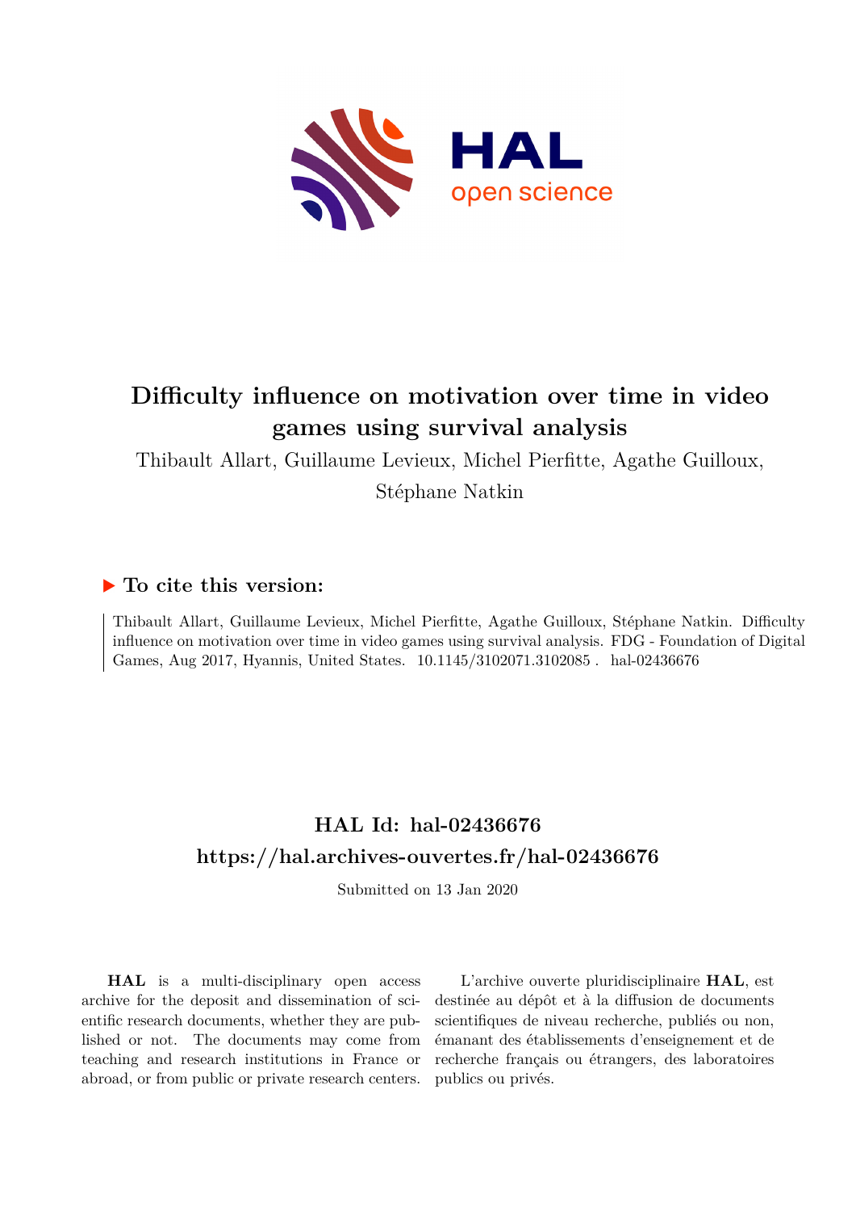# Difficulty influence on motivation over time in video games using survival analysis

Thibault Allart, Guillaume Levieux, Michel Pierfitte, Agathe Guilloux, Stéphane Natkin

## ▶ To cite this version:

Thibault Allart, Guillaume Levieux, Michel Pierfitte, Agathe Guilloux, Stéphane Natkin. Difficulty influence on motivation over time in video games using survival analysis. FDG - Foundation of Digital Games, Aug 2017, Hyannis, United States. 10.1145/3102071.3102085 . hal-02436676

## HAL Id: hal-02436676

## https://hal.archives-ouvertes.fr/hal-02436676

Submitted on 13 Jan 2020

**HAL** is a multi-disciplinary open access archive for the deposit and dissemination of scientific research documents, whether they are published or not. The documents may come from teaching and research institutions in France or abroad, or from public or private research centers.

L'archive ouverte pluridisciplinaire **HAL**, est destinée au dépôt et à la diffusion de documents scientifiques de niveau recherche, publiés ou non, émanant des établissements d'enseignement et de recherche français ou étrangers, des laboratoires publics ou privés.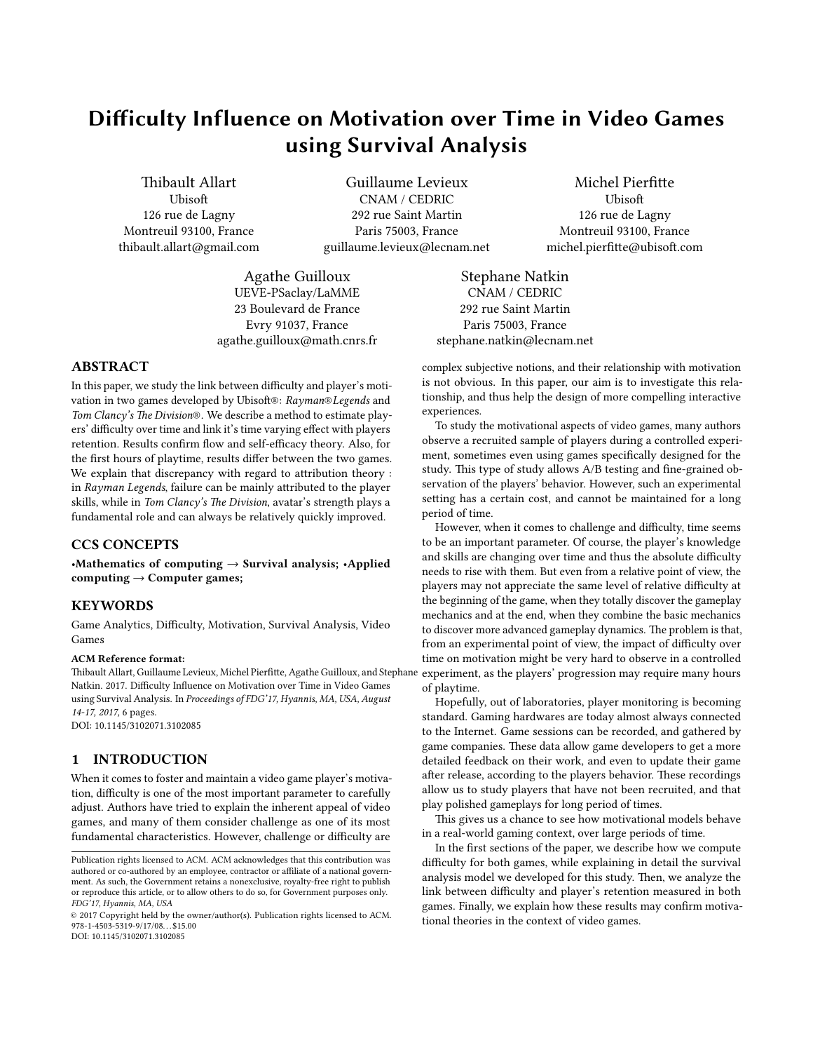# Difficulty Influence on Motivation over Time in Video Games using Survival Analysis

Thibault Allart
Ubisoft
126 rue de Lagny
Montreuil 93100, France
thibault.allart@gmail.com

Guillaume Levieux
CNAM / CEDRIC
292 rue Saint Martin
Paris 75003, France
guillaume.levieux@lecnam.net

Michel Pierfitte
Ubisoft
126 rue de Lagny
Montreuil 93100, France
michel.pierfitte@ubisoft.com

Agathe Guilloux
UEVE-PSaclay/LaMME
23 Boulevard de France
Evry 91037, France
agathe.guilloux@math.cnrs.fr

Stephane Natkin
CNAM / CEDRIC
292 rue Saint Martin
Paris 75003, France
stephane.natkin@lecnam.net

## ABSTRACT

In this paper, we study the link between difficulty and player's motivation in two games developed by Ubisoft®: *Rayman®Legends* and *Tom Clancy's The Division®*. We describe a method to estimate players' difficulty over time and link it's time varying effect with players retention. Results confirm flow and self-efficacy theory. Also, for the first hours of playtime, results differ between the two games. We explain that discrepancy with regard to attribution theory : in *Rayman Legends*, failure can be mainly attributed to the player skills, while in *Tom Clancy's The Division*, avatar's strength plays a fundamental role and can always be relatively quickly improved.

## CCS CONCEPTS

**•Mathematics of computing → Survival analysis; •Applied computing → Computer games;**

## KEYWORDS

Game Analytics, Difficulty, Motivation, Survival Analysis, Video Games

**ACM Reference format:**
Thibault Allart, Guillaume Levieux, Michel Pierfitte, Agathe Guilloux, and Stephane Natkin. 2017. Difficulty Influence on Motivation over Time in Video Games using Survival Analysis. In *Proceedings of FDG'17, Hyannis, MA, USA, August 14-17, 2017,* 6 pages.
DOI: 10.1145/3102071.3102085

## 1 INTRODUCTION

When it comes to foster and maintain a video game player's motivation, difficulty is one of the most important parameter to carefully adjust. Authors have tried to explain the inherent appeal of video games, and many of them consider challenge as one of its most fundamental characteristics. However, challenge or difficulty are complex subjective notions, and their relationship with motivation is not obvious. In this paper, our aim is to investigate this relationship, and thus help the design of more compelling interactive experiences.

To study the motivational aspects of video games, many authors observe a recruited sample of players during a controlled experiment, sometimes even using games specifically designed for the study. This type of study allows A/B testing and fine-grained observation of the players' behavior. However, such an experimental setting has a certain cost, and cannot be maintained for a long period of time.

However, when it comes to challenge and difficulty, time seems to be an important parameter. Of course, the player's knowledge and skills are changing over time and thus the absolute difficulty needs to rise with them. But even from a relative point of view, the players may not appreciate the same level of relative difficulty at the beginning of the game, when they totally discover the gameplay mechanics and at the end, when they combine the basic mechanics to discover more advanced gameplay dynamics. The problem is that, from an experimental point of view, the impact of difficulty over time on motivation might be very hard to observe in a controlled experiment, as the players' progression may require many hours of playtime.

Hopefully, out of laboratories, player monitoring is becoming standard. Gaming hardwares are today almost always connected to the Internet. Game sessions can be recorded, and gathered by game companies. These data allow game developers to get a more detailed feedback on their work, and even to update their game after release, according to the players behavior. These recordings allow us to study players that have not been recruited, and that play polished gameplays for long period of times.

This gives us a chance to see how motivational models behave in a real-world gaming context, over large periods of time.

In the first sections of the paper, we describe how we compute difficulty for both games, while explaining in detail the survival analysis model we developed for this study. Then, we analyze the link between difficulty and player's retention measured in both games. Finally, we explain how these results may confirm motivational theories in the context of video games.

Publication rights licensed to ACM. ACM acknowledges that this contribution was authored or co-authored by an employee, contractor or affiliate of a national government. As such, the Government retains a nonexclusive, royalty-free right to publish or reproduce this article, or to allow others to do so, for Government purposes only.
*FDG'17, Hyannis, MA, USA*
© 2017 Copyright held by the owner/author(s). Publication rights licensed to ACM. 978-1-4503-5319-9/17/08...$15.00
DOI: 10.1145/3102071.3102085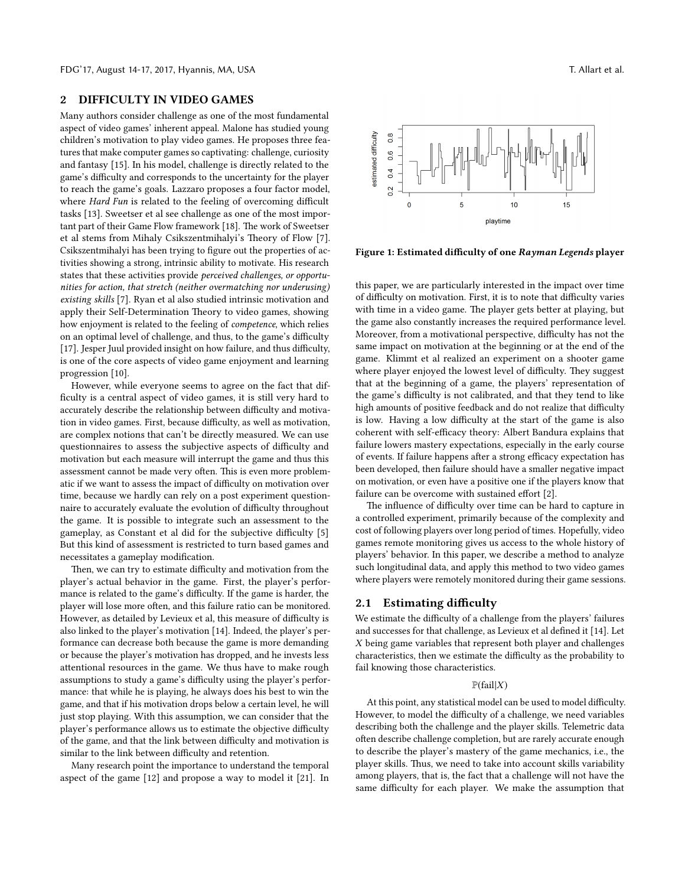## 2 DIFFICULTY IN VIDEO GAMES

Many authors consider challenge as one of the most fundamental aspect of video games' inherent appeal. Malone has studied young children's motivation to play video games. He proposes three features that make computer games so captivating: challenge, curiosity and fantasy [15]. In his model, challenge is directly related to the game's difficulty and corresponds to the uncertainty for the player to reach the game's goals. Lazzaro proposes a four factor model, where *Hard Fun* is related to the feeling of overcoming difficult tasks [13]. Sweetser et al see challenge as one of the most important part of their Game Flow framework [18]. The work of Sweetser et al stems from Mihaly Csikszentmihalyi's Theory of Flow [7]. Csikszentmihalyi has been trying to figure out the properties of activities showing a strong, intrinsic ability to motivate. His research states that these activities provide *perceived challenges, or opportunities for action, that stretch (neither overmatching nor underusing) existing skills* [7]. Ryan et al also studied intrinsic motivation and apply their Self-Determination Theory to video games, showing how enjoyment is related to the feeling of *competence*, which relies on an optimal level of challenge, and thus, to the game's difficulty [17]. Jesper Juul provided insight on how failure, and thus difficulty, is one of the core aspects of video game enjoyment and learning progression [10].

However, while everyone seems to agree on the fact that difficulty is a central aspect of video games, it is still very hard to accurately describe the relationship between difficulty and motivation in video games. First, because difficulty, as well as motivation, are complex notions that can't be directly measured. We can use questionnaires to assess the subjective aspects of difficulty and motivation but each measure will interrupt the game and thus this assessment cannot be made very often. This is even more problematic if we want to assess the impact of difficulty on motivation over time, because we hardly can rely on a post experiment questionnaire to accurately evaluate the evolution of difficulty throughout the game. It is possible to integrate such an assessment to the gameplay, as Constant et al did for the subjective difficulty [5] But this kind of assessment is restricted to turn based games and necessitates a gameplay modification.

Then, we can try to estimate difficulty and motivation from the player's actual behavior in the game. First, the player's performance is related to the game's difficulty. If the game is harder, the player will lose more often, and this failure ratio can be monitored. However, as detailed by Levieux et al, this measure of difficulty is also linked to the player's motivation [14]. Indeed, the player's performance can decrease both because the game is more demanding or because the player's motivation has dropped, and he invests less attentional resources in the game. We thus have to make rough assumptions to study a game's difficulty using the player's performance: that while he is playing, he always does his best to win the game, and that if his motivation drops below a certain level, he will just stop playing. With this assumption, we can consider that the player's performance allows us to estimate the objective difficulty of the game, and that the link between difficulty and motivation is similar to the link between difficulty and retention.

Many research point the importance to understand the temporal aspect of the game [12] and propose a way to model it [21]. In this paper, we are particularly interested in the impact over time of difficulty on motivation. First, it is to note that difficulty varies with time in a video game. The player gets better at playing, but the game also constantly increases the required performance level. Moreover, from a motivational perspective, difficulty has not the same impact on motivation at the beginning or at the end of the game. Klimmt et al realized an experiment on a shooter game where player enjoyed the lowest level of difficulty. They suggest that at the beginning of a game, the players' representation of the game's difficulty is not calibrated, and that they tend to like high amounts of positive feedback and do not realize that difficulty is low. Having a low difficulty at the start of the game is also coherent with self-efficacy theory: Albert Bandura explains that failure lowers mastery expectations, especially in the early course of events. If failure happens after a strong efficacy expectation has been developed, then failure should have a smaller negative impact on motivation, or even have a positive one if the players know that failure can be overcome with sustained effort [2].

**Figure 1: Estimated difficulty of one *Rayman Legends* player**

The influence of difficulty over time can be hard to capture in a controlled experiment, primarily because of the complexity and cost of following players over long period of times. Hopefully, video games remote monitoring gives us access to the whole history of players' behavior. In this paper, we describe a method to analyze such longitudinal data, and apply this method to two video games where players were remotely monitored during their game sessions.

### 2.1 Estimating difficulty

We estimate the difficulty of a challenge from the players' failures and successes for that challenge, as Levieux et al defined it [14]. Let $X$ being game variables that represent both player and challenges characteristics, then we estimate the difficulty as the probability to fail knowing those characteristics.

$$\mathbb{P}(\text{fail}|X)$$

At this point, any statistical model can be used to model difficulty. However, to model the difficulty of a challenge, we need variables describing both the challenge and the player skills. Telemetric data often describe challenge completion, but are rarely accurate enough to describe the player's mastery of the game mechanics, i.e., the player skills. Thus, we need to take into account skills variability among players, that is, the fact that a challenge will not have the same difficulty for each player. We make the assumption that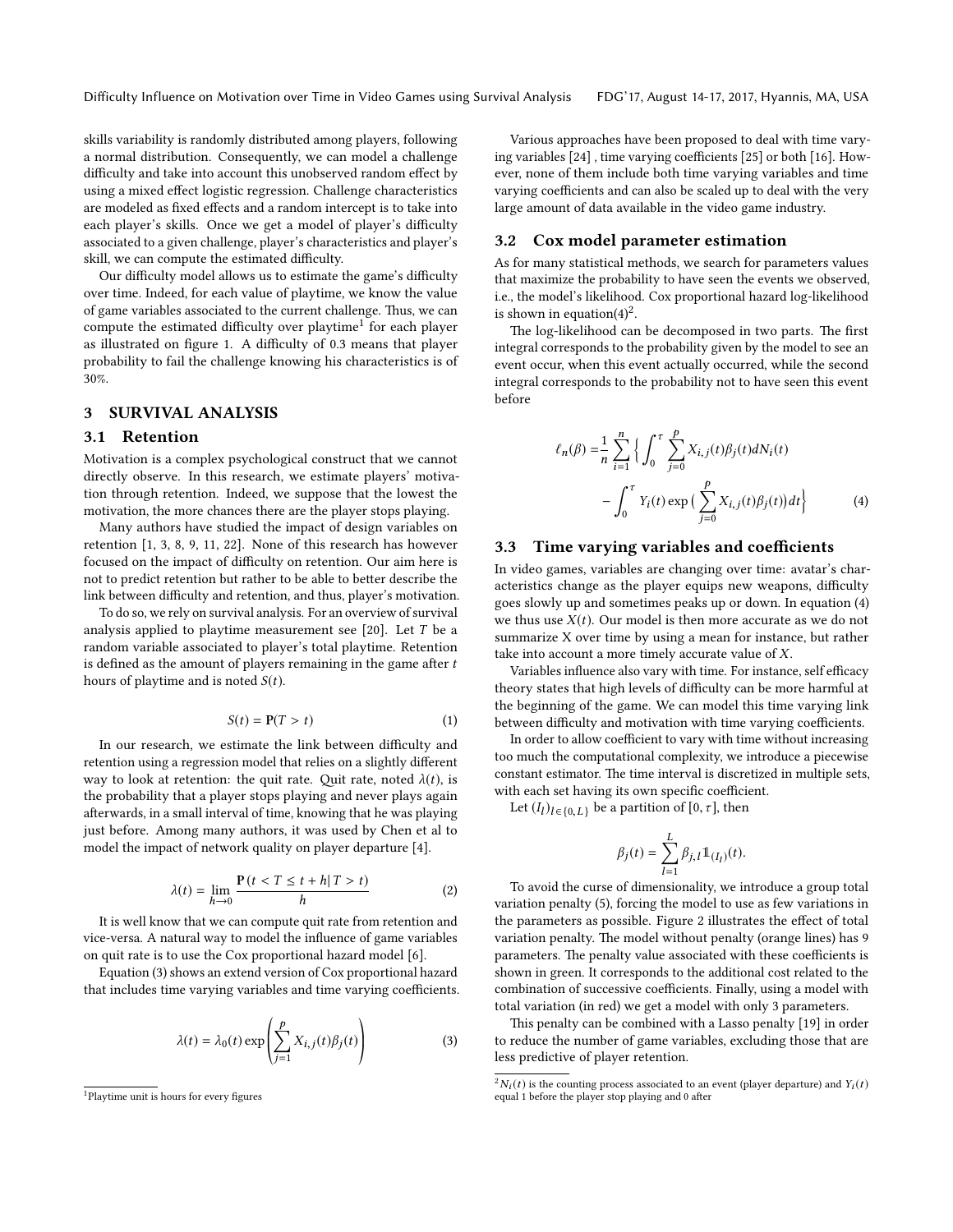skills variability is randomly distributed among players, following a normal distribution. Consequently, we can model a challenge difficulty and take into account this unobserved random effect by using a mixed effect logistic regression. Challenge characteristics are modeled as fixed effects and a random intercept is to take into each player's skills. Once we get a model of player's difficulty associated to a given challenge, player's characteristics and player's skill, we can compute the estimated difficulty.

Our difficulty model allows us to estimate the game's difficulty over time. Indeed, for each value of playtime, we know the value of game variables associated to the current challenge. Thus, we can compute the estimated difficulty over playtime[1] for each player as illustrated on figure 1. A difficulty of 0.3 means that player probability to fail the challenge knowing his characteristics is of 30%.

# 3 SURVIVAL ANALYSIS

## 3.1 Retention

Motivation is a complex psychological construct that we cannot directly observe. In this research, we estimate players' motivation through retention. Indeed, we suppose that the lowest the motivation, the more chances there are the player stops playing.

Many authors have studied the impact of design variables on retention [1, 3, 8, 9, 11, 22]. None of this research has however focused on the impact of difficulty on retention. Our aim here is not to predict retention but rather to be able to better describe the link between difficulty and retention, and thus, player's motivation.

To do so, we rely on survival analysis. For an overview of survival analysis applied to playtime measurement see [20]. Let $T$ be a random variable associated to player's total playtime. Retention is defined as the amount of players remaining in the game after $t$ hours of playtime and is noted $S(t)$.

$$S(t) = \mathbf{P}(T > t) \tag{1}$$

In our research, we estimate the link between difficulty and retention using a regression model that relies on a slightly different way to look at retention: the quit rate. Quit rate, noted $\lambda(t)$, is the probability that a player stops playing and never plays again afterwards, in a small interval of time, knowing that he was playing just before. Among many authors, it was used by Chen et al to model the impact of network quality on player departure [4].

$$\lambda(t) = \lim_{h \to 0} \frac{\mathbf{P}\left(t < T \leq t + h | T > t\right)}{h} \tag{2}$$

It is well know that we can compute quit rate from retention and vice-versa. A natural way to model the influence of game variables on quit rate is to use the Cox proportional hazard model [6].

Equation (3) shows an extend version of Cox proportional hazard that includes time varying variables and time varying coefficients.

$$\lambda(t) = \lambda_0(t) \exp\left(\sum_{j=1}^{p} X_{i,j}(t)\beta_j(t)\right) \tag{3}$$

Various approaches have been proposed to deal with time varying variables [24] , time varying coefficients [25] or both [16]. However, none of them include both time varying variables and time varying coefficients and can also be scaled up to deal with the very large amount of data available in the video game industry.

## 3.2 Cox model parameter estimation

As for many statistical methods, we search for parameters values that maximize the probability to have seen the events we observed, i.e., the model's likelihood. Cox proportional hazard log-likelihood is shown in equation(4)[2].

The log-likelihood can be decomposed in two parts. The first integral corresponds to the probability given by the model to see an event occur, when this event actually occurred, while the second integral corresponds to the probability not to have seen this event before

$$\begin{aligned} \ell_n(\beta) = &\frac{1}{n} \sum_{i=1}^{n} \Big\{ \int_0^{\tau} \sum_{j=0}^{p} X_{i,j}(t)\beta_j(t) dN_i(t) \\ &- \int_0^{\tau} Y_i(t) \exp\big(\sum_{j=0}^{p} X_{i,j}(t)\beta_j(t)\big) dt \Big\} \end{aligned} \tag{4}$$

## 3.3 Time varying variables and coefficients

In video games, variables are changing over time: avatar's characteristics change as the player equips new weapons, difficulty goes slowly up and sometimes peaks up or down. In equation (4) we thus use $X(t)$. Our model is then more accurate as we do not summarize X over time by using a mean for instance, but rather take into account a more timely accurate value of $X$.

Variables influence also vary with time. For instance, self efficacy theory states that high levels of difficulty can be more harmful at the beginning of the game. We can model this time varying link between difficulty and motivation with time varying coefficients.

In order to allow coefficient to vary with time without increasing too much the computational complexity, we introduce a piecewise constant estimator. The time interval is discretized in multiple sets, with each set having its own specific coefficient.

Let $(I_l)_{l \in \{0,L\}}$ be a partition of $[0, \tau]$, then

$$\beta_j(t) = \sum_{l=1}^{L} \beta_{j,l} \mathbb{1}_{(I_l)}(t).$$

To avoid the curse of dimensionality, we introduce a group total variation penalty (5), forcing the model to use as few variations in the parameters as possible. Figure 2 illustrates the effect of total variation penalty. The model without penalty (orange lines) has 9 parameters. The penalty value associated with these coefficients is shown in green. It corresponds to the additional cost related to the combination of successive coefficients. Finally, using a model with total variation (in red) we get a model with only 3 parameters.

This penalty can be combined with a Lasso penalty [19] in order to reduce the number of game variables, excluding those that are less predictive of player retention.

[1] Playtime unit is hours for every figures

[2] $N_i(t)$ is the counting process associated to an event (player departure) and $Y_i(t)$ equal 1 before the player stop playing and 0 after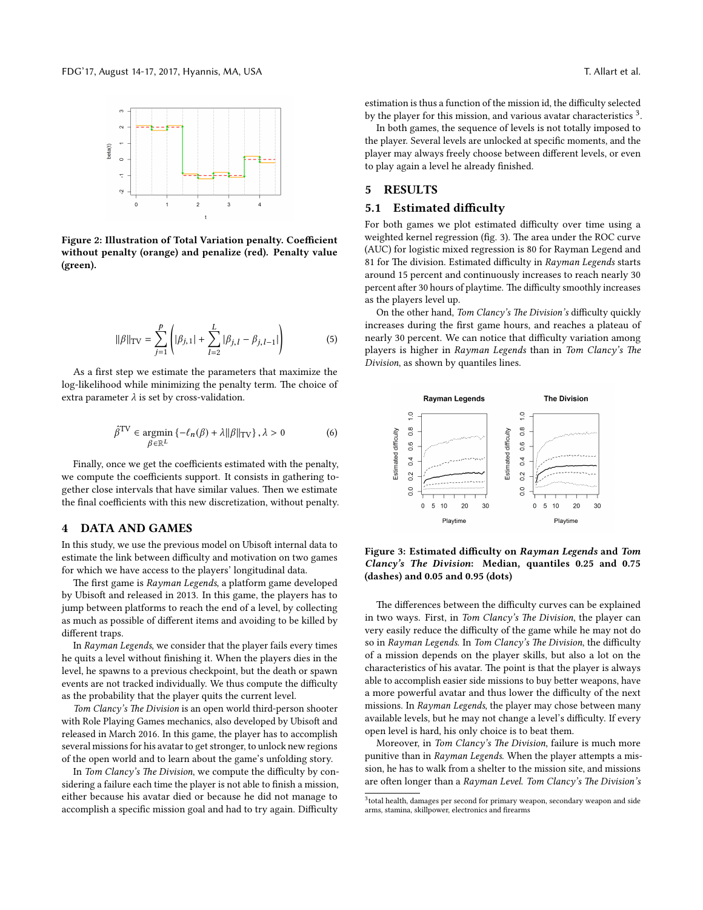Figure 2: Illustration of Total Variation penalty. Coefficient without penalty (orange) and penalize (red). Penalty value (green).

$$\|\beta\|_{\mathrm{TV}} = \sum_{j=1}^{p} \left( |\beta_{j,1}| + \sum_{l=2}^{L} |\beta_{j,l} - \beta_{j,l-1}| \right) \tag{5}$$

As a first step we estimate the parameters that maximize the log-likelihood while minimizing the penalty term. The choice of extra parameter $\lambda$ is set by cross-validation.

$$\hat{\beta}^{\mathrm{TV}} \in \underset{\beta \in \mathbb{R}^L}{\operatorname{argmin}} \left\{ -\ell_n(\beta) + \lambda \|\beta\|_{\mathrm{TV}} \right\}, \lambda > 0 \tag{6}$$

Finally, once we get the coefficients estimated with the penalty, we compute the coefficients support. It consists in gathering together close intervals that have similar values. Then we estimate the final coefficients with this new discretization, without penalty.

## 4 DATA AND GAMES

In this study, we use the previous model on Ubisoft internal data to estimate the link between difficulty and motivation on two games for which we have access to the players' longitudinal data.

The first game is *Rayman Legends*, a platform game developed by Ubisoft and released in 2013. In this game, the players has to jump between platforms to reach the end of a level, by collecting as much as possible of different items and avoiding to be killed by different traps.

In *Rayman Legends*, we consider that the player fails every times he quits a level without finishing it. When the players dies in the level, he spawns to a previous checkpoint, but the death or spawn events are not tracked individually. We thus compute the difficulty as the probability that the player quits the current level.

*Tom Clancy's The Division* is an open world third-person shooter with Role Playing Games mechanics, also developed by Ubisoft and released in March 2016. In this game, the player has to accomplish several missions for his avatar to get stronger, to unlock new regions of the open world and to learn about the game's unfolding story.

In *Tom Clancy's The Division*, we compute the difficulty by considering a failure each time the player is not able to finish a mission, either because his avatar died or because he did not manage to accomplish a specific mission goal and had to try again. Difficulty estimation is thus a function of the mission id, the difficulty selected by the player for this mission, and various avatar characteristics [3].

In both games, the sequence of levels is not totally imposed to the player. Several levels are unlocked at specific moments, and the player may always freely choose between different levels, or even to play again a level he already finished.

## 5 RESULTS

### 5.1 Estimated difficulty

For both games we plot estimated difficulty over time using a weighted kernel regression (fig. 3). The area under the ROC curve (AUC) for logistic mixed regression is 80 for Rayman Legend and 81 for The division. Estimated difficulty in *Rayman Legends* starts around 15 percent and continuously increases to reach nearly 30 percent after 30 hours of playtime. The difficulty smoothly increases as the players level up.

On the other hand, *Tom Clancy's The Division's* difficulty quickly increases during the first game hours, and reaches a plateau of nearly 30 percent. We can notice that difficulty variation among players is higher in *Rayman Legends* than in *Tom Clancy's The Division*, as shown by quantiles lines.

Figure 3: Estimated difficulty on *Rayman Legends* and *Tom Clancy's The Division*: Median, quantiles 0.25 and 0.75 (dashes) and 0.05 and 0.95 (dots)

The differences between the difficulty curves can be explained in two ways. First, in *Tom Clancy's The Division*, the player can very easily reduce the difficulty of the game while he may not do so in *Rayman Legends*. In *Tom Clancy's The Division*, the difficulty of a mission depends on the player skills, but also a lot on the characteristics of his avatar. The point is that the player is always able to accomplish easier side missions to buy better weapons, have a more powerful avatar and thus lower the difficulty of the next missions. In *Rayman Legends*, the player may chose between many available levels, but he may not change a level's difficulty. If every open level is hard, his only choice is to beat them.

Moreover, in *Tom Clancy's The Division*, failure is much more punitive than in *Rayman Legends*. When the player attempts a mission, he has to walk from a shelter to the mission site, and missions are often longer than a *Rayman Level*. *Tom Clancy's The Division's*

[3] total health, damages per second for primary weapon, secondary weapon and side arms, stamina, skillpower, electronics and firearms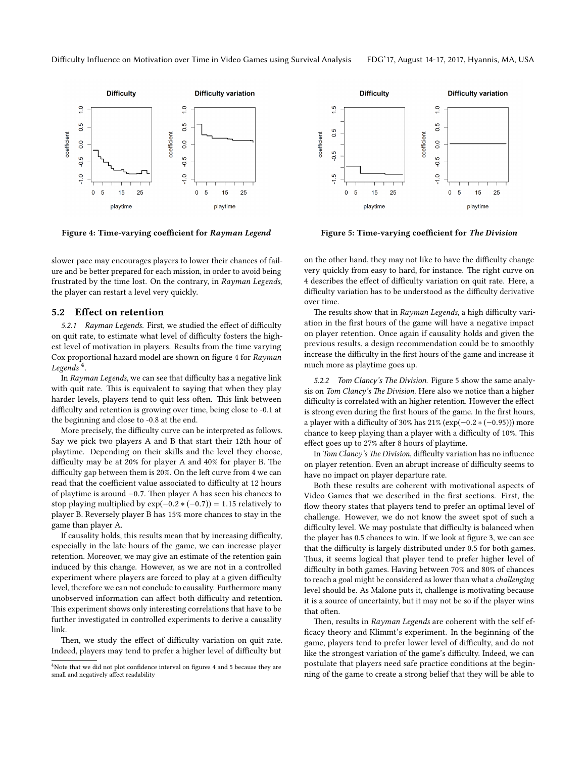Figure 4: Time-varying coefficient for *Rayman Legend*

Figure 5: Time-varying coefficient for *The Division*

slower pace may encourages players to lower their chances of failure and be better prepared for each mission, in order to avoid being frustrated by the time lost. On the contrary, in *Rayman Legends*, the player can restart a level very quickly.

## 5.2 Effect on retention

*5.2.1 Rayman Legends.* First, we studied the effect of difficulty on quit rate, to estimate what level of difficulty fosters the highest level of motivation in players. Results from the time varying Cox proportional hazard model are shown on figure 4 for *Rayman Legends* [4].

In *Rayman Legends*, we can see that difficulty has a negative link with quit rate. This is equivalent to saying that when they play harder levels, players tend to quit less often. This link between difficulty and retention is growing over time, being close to -0.1 at the beginning and close to -0.8 at the end.

More precisely, the difficulty curve can be interpreted as follows. Say we pick two players A and B that start their 12th hour of playtime. Depending on their skills and the level they choose, difficulty may be at 20% for player A and 40% for player B. The difficulty gap between them is 20%. On the left curve from 4 we can read that the coefficient value associated to difficulty at 12 hours of playtime is around $-0.7$. Then player A has seen his chances to stop playing multiplied by $\exp(-0.2 * (-0.7)) = 1.15$ relatively to player B. Reversely player B has 15% more chances to stay in the game than player A.

If causality holds, this results mean that by increasing difficulty, especially in the late hours of the game, we can increase player retention. Moreover, we may give an estimate of the retention gain induced by this change. However, as we are not in a controlled experiment where players are forced to play at a given difficulty level, therefore we can not conclude to causality. Furthermore many unobserved information can affect both difficulty and retention. This experiment shows only interesting correlations that have to be further investigated in controlled experiments to derive a causality link.

Then, we study the effect of difficulty variation on quit rate. Indeed, players may tend to prefer a higher level of difficulty but on the other hand, they may not like to have the difficulty change very quickly from easy to hard, for instance. The right curve on 4 describes the effect of difficulty variation on quit rate. Here, a difficulty variation has to be understood as the difficulty derivative over time.

The results show that in *Rayman Legends*, a high difficulty variation in the first hours of the game will have a negative impact on player retention. Once again if causality holds and given the previous results, a design recommendation could be to smoothly increase the difficulty in the first hours of the game and increase it much more as playtime goes up.

*5.2.2 Tom Clancy's The Division.* Figure 5 show the same analysis on *Tom Clancy's The Division*. Here also we notice than a higher difficulty is correlated with an higher retention. However the effect is strong even during the first hours of the game. In the first hours, a player with a difficulty of 30% has 21% ($\exp(-0.2 * (-0.95))$) more chance to keep playing than a player with a difficulty of 10%. This effect goes up to 27% after 8 hours of playtime.

In *Tom Clancy's The Division*, difficulty variation has no influence on player retention. Even an abrupt increase of difficulty seems to have no impact on player departure rate.

Both these results are coherent with motivational aspects of Video Games that we described in the first sections. First, the flow theory states that players tend to prefer an optimal level of challenge. However, we do not know the sweet spot of such a difficulty level. We may postulate that difficulty is balanced when the player has 0.5 chances to win. If we look at figure 3, we can see that the difficulty is largely distributed under 0.5 for both games. Thus, it seems logical that player tend to prefer higher level of difficulty in both games. Having between 70% and 80% of chances to reach a goal might be considered as lower than what a *challenging* level should be. As Malone puts it, challenge is motivating because it is a source of uncertainty, but it may not be so if the player wins that often.

Then, results in *Rayman Legends* are coherent with the self efficacy theory and Klimmt's experiment. In the beginning of the game, players tend to prefer lower level of difficulty, and do not like the strongest variation of the game's difficulty. Indeed, we can postulate that players need safe practice conditions at the beginning of the game to create a strong belief that they will be able to

[4] Note that we did not plot confidence interval on figures 4 and 5 because they are small and negatively affect readability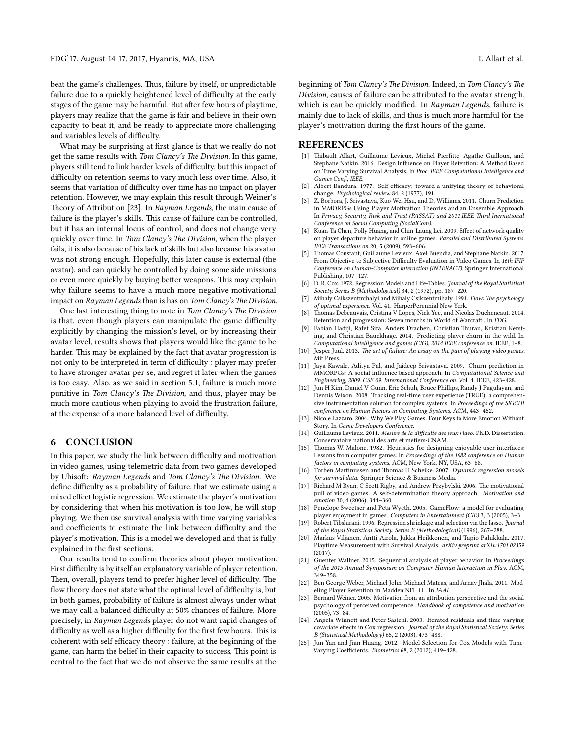beat the game's challenges. Thus, failure by itself, or unpredictable failure due to a quickly heightened level of difficulty at the early stages of the game may be harmful. But after few hours of playtime, players may realize that the game is fair and believe in their own capacity to beat it, and be ready to appreciate more challenging and variables levels of difficulty.

What may be surprising at first glance is that we really do not get the same results with *Tom Clancy's The Division*. In this game, players still tend to link harder levels of difficulty, but this impact of difficulty on retention seems to vary much less over time. Also, it seems that variation of difficulty over time has no impact on player retention. However, we may explain this result through Weiner's Theory of Attribution [23]. In *Rayman Legends*, the main cause of failure is the player's skills. This cause of failure can be controlled, but it has an internal locus of control, and does not change very quickly over time. In *Tom Clancy's The Division*, when the player fails, it is also because of his lack of skills but also because his avatar was not strong enough. Hopefully, this later cause is external (the avatar), and can quickly be controlled by doing some side missions or even more quickly by buying better weapons. This may explain why failure seems to have a much more negative motivational impact on *Rayman Legends* than is has on *Tom Clancy's The Division*.

One last interesting thing to note in *Tom Clancy's The Division* is that, even though players can manipulate the game difficulty explicitly by changing the mission's level, or by increasing their avatar level, results shows that players would like the game to be harder. This may be explained by the fact that avatar progression is not only to be interpreted in term of difficulty : player may prefer to have stronger avatar per se, and regret it later when the games is too easy. Also, as we said in section 5.1, failure is much more punitive in *Tom Clancy's The Division*, and thus, player may be much more cautious when playing to avoid the frustration failure, at the expense of a more balanced level of difficulty.

## 6 CONCLUSION

In this paper, we study the link between difficulty and motivation in video games, using telemetric data from two games developed by Ubisoft: *Rayman Legends* and *Tom Clancy's The Division*. We define difficulty as a probability of failure, that we estimate using a mixed effect logistic regression. We estimate the player's motivation by considering that when his motivation is too low, he will stop playing. We then use survival analysis with time varying variables and coefficients to estimate the link between difficulty and the player's motivation. This is a model we developed and that is fully explained in the first sections.

Our results tend to confirm theories about player motivation. First difficulty is by itself an explanatory variable of player retention. Then, overall, players tend to prefer higher level of difficulty. The flow theory does not state what the optimal level of difficulty is, but in both games, probability of failure is almost always under what we may call a balanced difficulty at 50% chances of failure. More precisely, in *Rayman Legends* player do not want rapid changes of difficulty as well as a higher difficulty for the first few hours. This is coherent with self efficacy theory : failure, at the beginning of the game, can harm the belief in their capacity to success. This point is central to the fact that we do not observe the same results at the beginning of *Tom Clancy's The Division*. Indeed, in *Tom Clancy's The Division*, causes of failure can be attributed to the avatar strength, which is can be quickly modified. In *Rayman Legends*, failure is mainly due to lack of skills, and thus is much more harmful for the player's motivation during the first hours of the game.

## REFERENCES

[1] Thibault Allart, Guillaume Levieux, Michel Pierfitte, Agathe Guilloux, and Stephane Natkin. 2016. Design Influence on Player Retention: A Method Based on Time Varying Survival Analysis. In *Proc. IEEE Computational Intelligence and Games Conf., IEEE.*

[2] Albert Bandura. 1977. Self-efficacy: toward a unifying theory of behavioral change. *Psychological review* 84, 2 (1977), 191.

[3] Z. Borbora, J. Srivastava, Kuo-Wei Hsu, and D. Williams. 2011. Churn Prediction in MMORPGs Using Player Motivation Theories and an Ensemble Approach. In *Privacy, Security, Risk and Trust (PASSAT) and 2011 IEEE Third Inernational Conference on Social Computing (SocialCom).*

[4] Kuan-Ta Chen, Polly Huang, and Chin-Laung Lei. 2009. Effect of network quality on player departure behavior in online games. *Parallel and Distributed Systems, IEEE Transactions on* 20, 5 (2009), 593–606.

[5] Thomas Constant, Guillaume Levieux, Axel Buendia, and Stephane Natkin. 2017. From Objective to Subjective Difficulty Evaluation in Video Games. In *16th IFIP Conference on Human-Computer Interaction (INTERACT).* Springer International Publishing, 107–127.

[6] D. R. Cox. 1972. Regression Models and Life-Tables. *Journal of the Royal Statistical Society. Series B (Methodological)* 34, 2 (1972), pp. 187–220.

[7] Mihaly Csikszentmihalyi and Mihaly Csikzentmihaly. 1991. *Flow: The psychology of optimal experience.* Vol. 41. HarperPerennial New York.

[8] Thomas Debeauvais, Cristina V Lopes, Nick Yee, and Nicolas Ducheneaut. 2014. Retention and progression: Seven months in World of Warcraft.. In *FDG.*

[9] Fabian Hadiji, Rafet Sifa, Anders Drachen, Christian Thurau, Kristian Kersting, and Christian Bauckhage. 2014. Predicting player churn in the wild. In *Computational intelligence and games (CIG), 2014 IEEE conference on.* IEEE, 1–8.

[10] Jesper Juul. 2013. *The art of failure: An essay on the pain of playing video games.* Mit Press.

[11] Jaya Kawale, Aditya Pal, and Jaideep Srivastava. 2009. Churn prediction in MMORPGs: A social influence based approach. In *Computational Science and Engineering, 2009. CSE'09. International Conference on*, Vol. 4. IEEE, 423–428.

[12] Jun H Kim, Daniel V Gunn, Eric Schuh, Bruce Phillips, Randy J Pagulayan, and Dennis Wixon. 2008. Tracking real-time user experience (TRUE): a comprehensive instrumentation solution for complex systems. In *Proceedings of the SIGCHI conference on Human Factors in Computing Systems.* ACM, 443–452.

[13] Nicole Lazzaro. 2004. Why We Play Games: Four Keys to More Emotion Without Story. In *Game Developers Conference.*

[14] Guillaume Levieux. 2011. *Mesure de la difficulte des jeux video.* Ph.D. Dissertation. Conservatoire national des arts et metiers-CNAM.

[15] Thomas W. Malone. 1982. Heuristics for designing enjoyable user interfaces: Lessons from computer games. In *Proceedings of the 1982 conference on Human factors in computing systems.* ACM, New York, NY, USA, 63–68.

[16] Torben Martinussen and Thomas H Scheike. 2007. *Dynamic regression models for survival data.* Springer Science & Business Media.

[17] Richard M Ryan, C Scott Rigby, and Andrew Przybylski. 2006. The motivational pull of video games: A self-determination theory approach. *Motivation and emotion* 30, 4 (2006), 344–360.

[18] Penelope Sweetser and Peta Wyeth. 2005. GameFlow: a model for evaluating player enjoyment in games. *Computers in Entertainment (CIE)* 3, 3 (2005), 3–3.

[19] Robert Tibshirani. 1996. Regression shrinkage and selection via the lasso. *Journal of the Royal Statistical Society. Series B (Methodological)* (1996), 267–288.

[20] Markus Viljanen, Antti Airola, Jukka Heikkonen, and Tapio Pahikkala. 2017. Playtime Measurement with Survival Analysis. *arXiv preprint arXiv:1701.02359* (2017).

[21] Guenter Wallner. 2015. Sequential analysis of player behavior. In *Proceedings of the 2015 Annual Symposium on Computer-Human Interaction in Play.* ACM, 349–358.

[22] Ben George Weber, Michael John, Michael Mateas, and Arnav Jhala. 2011. Modeling Player Retention in Madden NFL 11.. In *IAAI.*

[23] Bernard Weiner. 2005. Motivation from an attribution perspective and the social psychology of perceived competence. *Handbook of competence and motivation* (2005), 73–84.

[24] Angela Winnett and Peter Sasieni. 2003. Iterated residuals and time-varying covariate effects in Cox regression. *Journal of the Royal Statistical Society: Series B (Statistical Methodology)* 65, 2 (2003), 473–488.

[25] Jun Yan and Jian Huang. 2012. Model Selection for Cox Models with Time-Varying Coefficients. *Biometrics* 68, 2 (2012), 419–428.